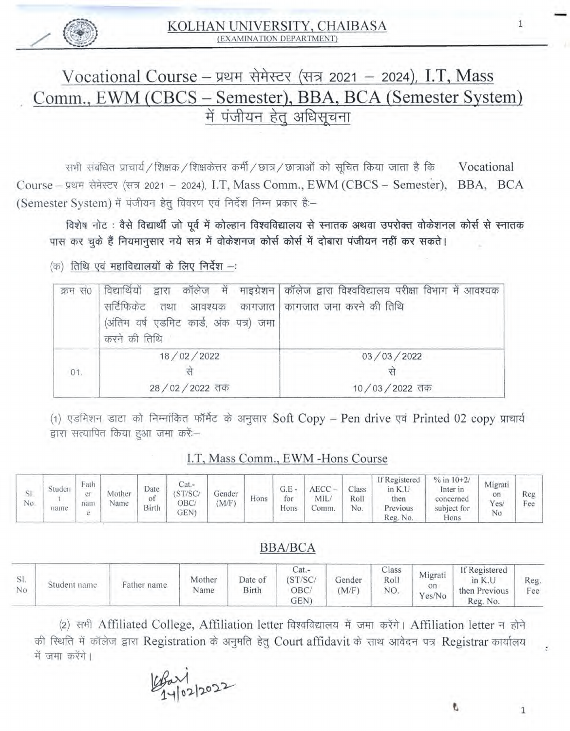# KOLHAN UNIVERSITY, CHAIBASA

(EXAMINATION DEPARTMENT)

## Vocational Course – प्रथम सेमेस्टर (सत्र 2021 – 2024), I.T, Mass Comm., EWM (CBCS – Semester), BBA, BCA (Semester System) में पंजीयन हेतु अधिसूचना

सभी संबंधित प्राचार्य / शिक्षक / शिक्षकेत्तर कर्मी / छात्र / छात्राओं को सूचित किया जाता है कि Vocational Course – प्रथम सेमेस्टर (सत्र 2021 – 2024), I.T, Mass Comm., EWM (CBCS – Semester), BBA, BCA (Semester System) में पंजीयन हेतु विवरण एवं निर्देश निम्न प्रकार है:–

**विशेष नोट : वैसे विद्यार्थी जो पूर्व में कोल्हान विश्वविद्यालय से स्नातक अथवा उपरोक्त वोकेशनल कोर्स से स्नातक पास कर चुके हैं नियमानुसार नये सत्र में वोकेशनज कोर्स कोर्स में दोबारा पंजीयन नहीं कर सकते।**

(क) तिथि एवं महाविद्यालयों के लिए निर्देश –:

| क्रम सं0 | विद्यार्थियों द्वारा कॉलेज में माइग्रेशन सर्टिफिकेट तथा आवश्यक कागजात (अंतिम वर्ष एडमिट कार्ड, अंक पत्र) जमा करने की तिथि | कॉलेज द्वारा विश्वविद्यालय परीक्षा विभाग में आवश्यक कागजात जमा करने की तिथि |
|---|---|---|
| 01. | 18 / 02 / 2022 से 28 / 02 / 2022 तक | 03 / 03 / 2022 से 10 / 03 / 2022 तक |

(1) एडमिशन डाटा को निम्नांकित फॉर्मेट के अनुसार Soft Copy – Pen drive एवं Printed 02 copy प्राचार्य द्वारा सत्यापित किया हुआ जमा करें:–

### I.T, Mass Comm., EWM -Hons Course

| Sl. No. | Student name | Father name | Mother Name | Date of Birth | Cat.-(ST/SC/ OBC/ GEN) | Gender (M/F) | Hons | G.E - for Hons | AECC – MIL/ Comm. | Class Roll No. | If Registered in K.U then Previous Reg. No. | % in 10+2/ Inter in concerned subject for Hons | Migration Yes/ No | Reg Fee |
|---|---|---|---|---|---|---|---|---|---|---|---|---|---|---|

### BBA/BCA

| Sl. No | Student name | Father name | Mother Name | Date of Birth | Cat.-(ST/SC/ OBC/ GEN) | Gender (M/F) | Class Roll NO. | Migration Yes/No | If Registered in K.U then Previous Reg. No. | Reg. Fee |
|---|---|---|---|---|---|---|---|---|---|---|

(2) सभी Affiliated College, Affiliation letter विश्वविद्यालय में जमा करेंगे। Affiliation letter न होने की स्थिति में कॉलेज द्वारा Registration के अनुमति हेतु Court affidavit के साथ आवेदन पत्र Registrar कार्यालय में जमा करेंगे।

14/02/2022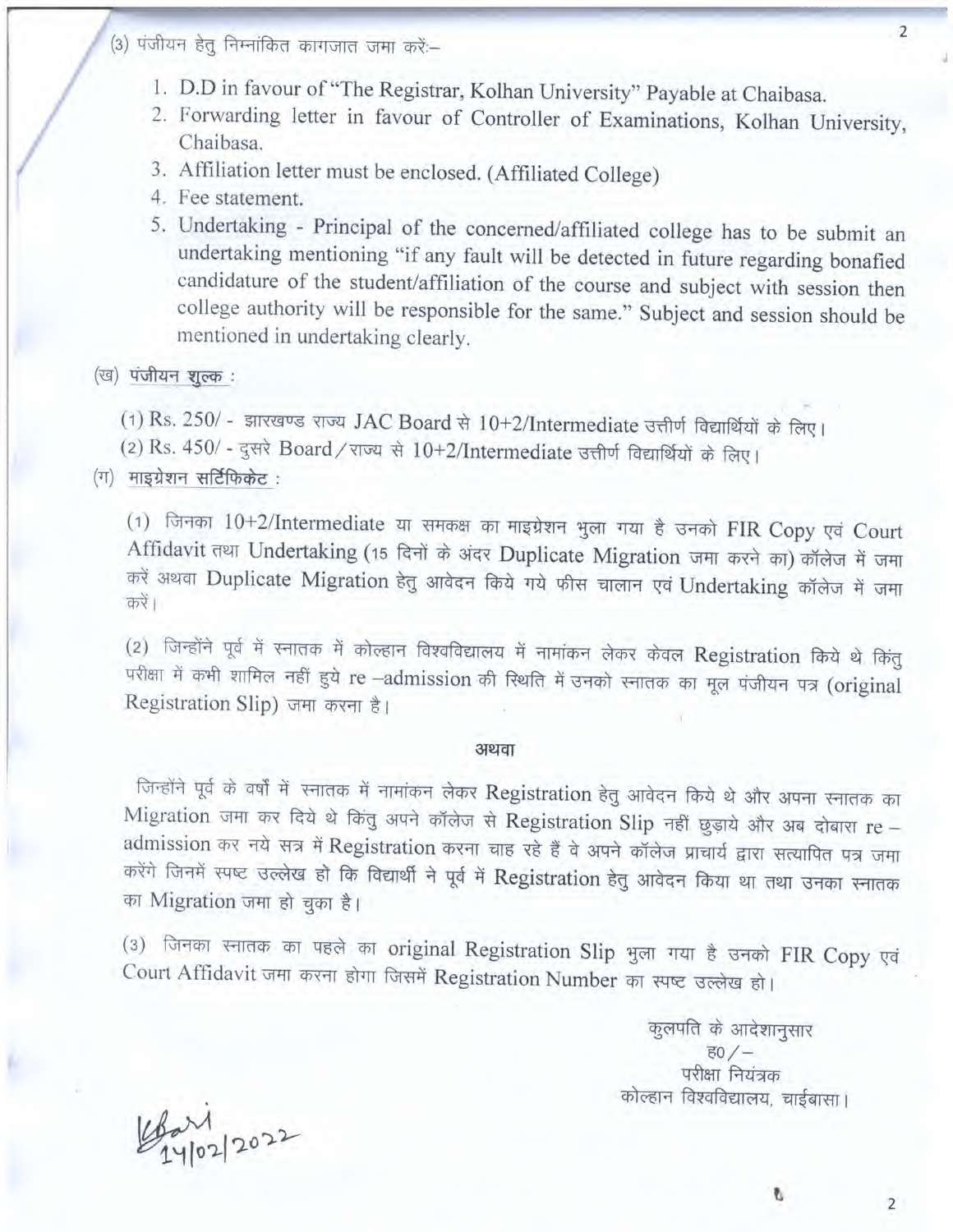(3) पंजीयन हेतु निम्नांकित कागजात जमा करें:–

1. D.D in favour of "The Registrar, Kolhan University" Payable at Chaibasa.
2. Forwarding letter in favour of Controller of Examinations, Kolhan University, Chaibasa.
3. Affiliation letter must be enclosed. (Affiliated College)
4. Fee statement.
5. Undertaking - Principal of the concerned/affiliated college has to be submit an undertaking mentioning "if any fault will be detected in future regarding bonafied candidature of the student/affiliation of the course and subject with session then college authority will be responsible for the same." Subject and session should be mentioned in undertaking clearly.

(ख) **पंजीयन शुल्क** :

(1) Rs. 250/- झारखण्ड राज्य JAC Board से 10+2/Intermediate उत्तीर्ण विद्यार्थियों के लिए।

(2) Rs. 450/- दुसरे Board/राज्य से 10+2/Intermediate उत्तीर्ण विद्यार्थियों के लिए।

(ग) **माइग्रेशन सर्टिफिकेट** :

(1) जिनका 10+2/Intermediate या समकक्ष का माइग्रेशन भुला गया है उनको FIR Copy एवं Court Affidavit तथा Undertaking (15 दिनों के अंदर Duplicate Migration जमा करने का) कॉलेज में जमा करें अथवा Duplicate Migration हेतु आवेदन किये गये फीस चालान एवं Undertaking कॉलेज में जमा करें।

(2) जिन्होंने पूर्व में स्नातक में कोल्हान विश्वविद्यालय में नामांकन लेकर केवल Registration किये थे किंतु परीक्षा में कभी शामिल नहीं हुये re –admission की स्थिति में उनको स्नातक का मूल पंजीयन पत्र (original Registration Slip) जमा करना है।

**अथवा**

जिन्होंने पूर्व के वर्षों में स्नातक में नामांकन लेकर Registration हेतु आवेदन किये थे और अपना स्नातक का Migration जमा कर दिये थे किंतु अपने कॉलेज से Registration Slip नहीं छुड़ाये और अब दोबारा re – admission कर नये सत्र में Registration करना चाह रहे हैं वे अपने कॉलेज प्राचार्य द्वारा सत्यापित पत्र जमा करेंगे जिनमें स्पष्ट उल्लेख हो कि विद्यार्थी ने पूर्व में Registration हेतु आवेदन किया था तथा उनका स्नातक का Migration जमा हो चुका है।

(3) जिनका स्नातक का पहले का original Registration Slip भुला गया है उनको FIR Copy एवं Court Affidavit जमा करना होगा जिसमें Registration Number का स्पष्ट उल्लेख हो।

कुलपति के आदेशानुसार
ह0/–
परीक्षा नियंत्रक
कोल्हान विश्वविद्यालय, चाईबासा।

14/02/2022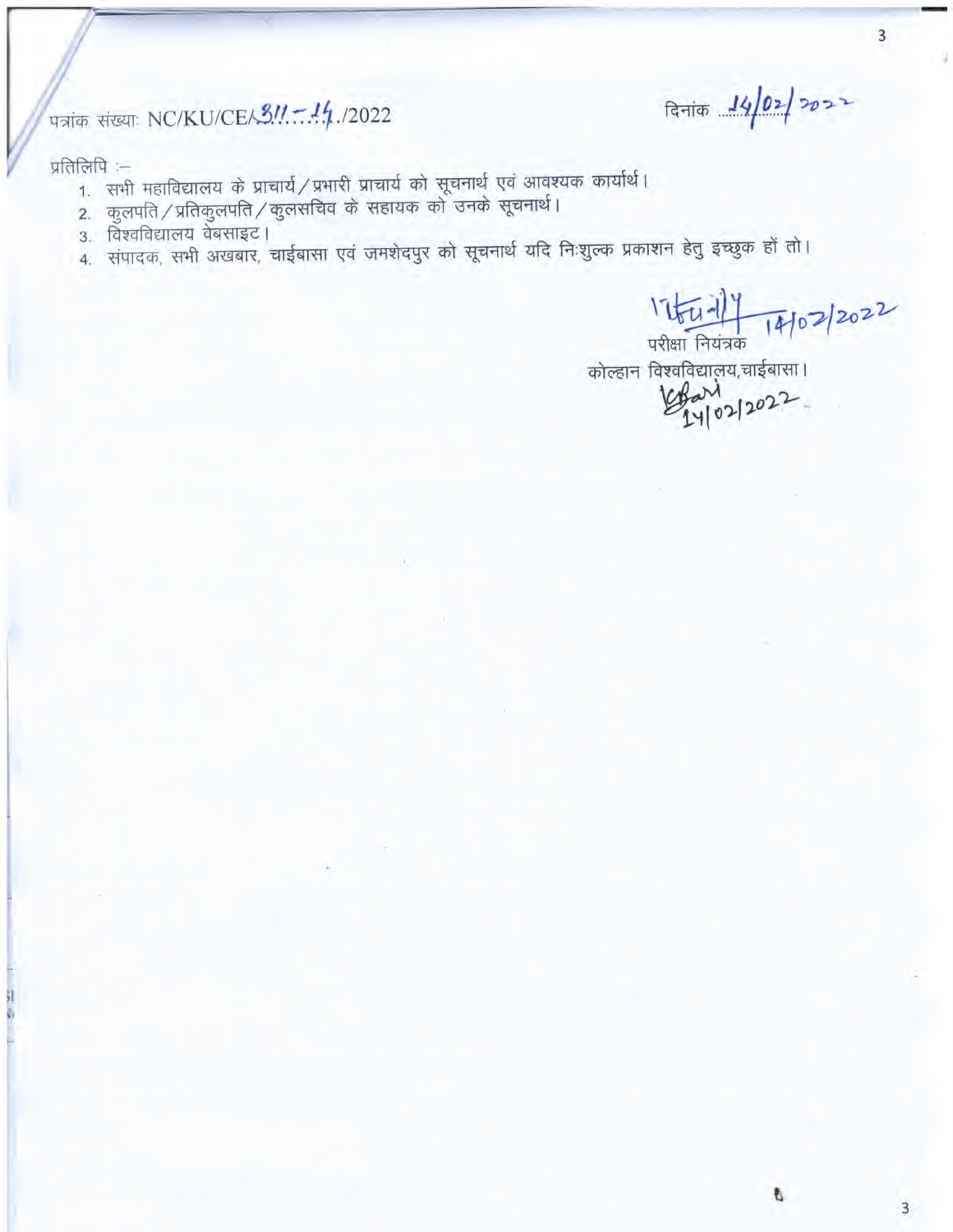पत्रांक संख्याः NC/KU/CE/311-14./2022

दिनांक 14/02/2022

प्रतिलिपि :-

1. सभी महाविद्यालय के प्राचार्य / प्रभारी प्राचार्य को सूचनार्थ एवं आवश्यक कार्यार्थ।
2. कुलपति / प्रतिकुलपति / कुलसचिव के सहायक को उनके सूचनार्थ।
3. विश्वविद्यालय वेबसाइट।
4. संपादक, सभी अखबार, चाईबासा एवं जमशेदपुर को सूचनार्थ यदि निःशुल्क प्रकाशन हेतु इच्छुक हों तो।

14/02/2022

परीक्षा नियंत्रक

कोल्हान विश्वविद्यालय, चाईबासा।

14/02/2022